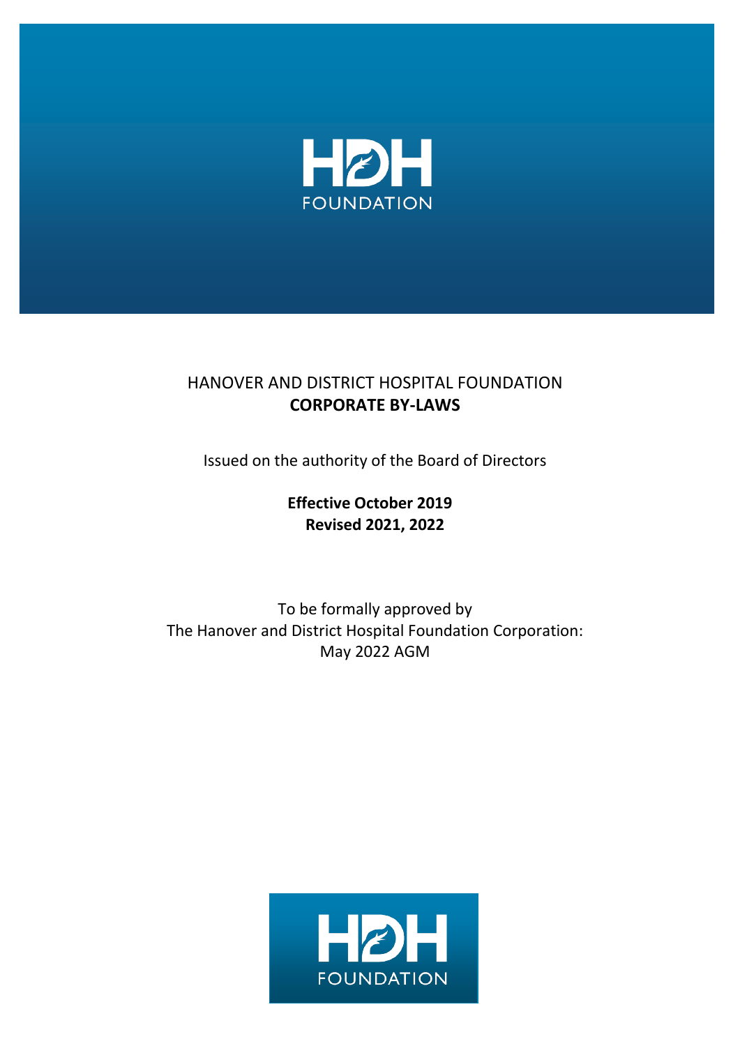HDH FOUNDATION

# HANOVER AND DISTRICT HOSPITAL FOUNDATION
## CORPORATE BY-LAWS

Issued on the authority of the Board of Directors

**Effective October 2019**
**Revised 2021, 2022**

To be formally approved by
The Hanover and District Hospital Foundation Corporation:
May 2022 AGM

HDH FOUNDATION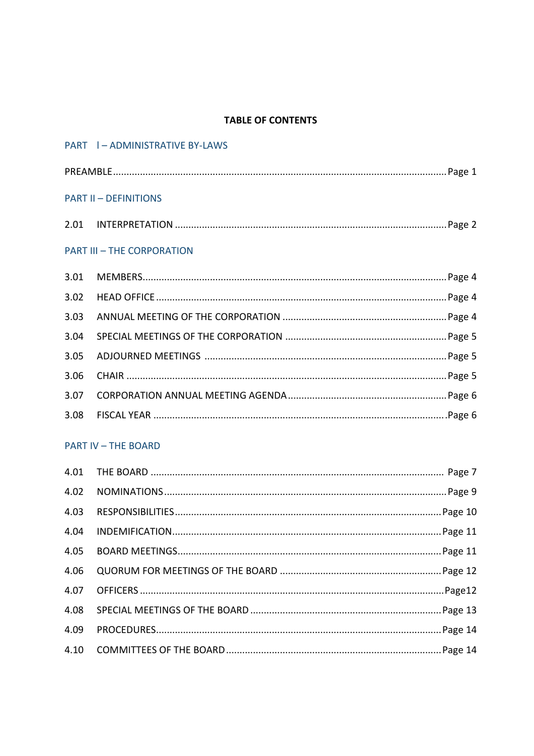**TABLE OF CONTENTS**

PART I – ADMINISTRATIVE BY-LAWS

PREAMBLE .......... Page 1

PART II – DEFINITIONS

2.01 INTERPRETATION .......... Page 2

PART III – THE CORPORATION

3.01 MEMBERS .......... Page 4

3.02 HEAD OFFICE .......... Page 4

3.03 ANNUAL MEETING OF THE CORPORATION .......... Page 4

3.04 SPECIAL MEETINGS OF THE CORPORATION .......... Page 5

3.05 ADJOURNED MEETINGS .......... Page 5

3.06 CHAIR .......... Page 5

3.07 CORPORATION ANNUAL MEETING AGENDA .......... Page 6

3.08 FISCAL YEAR .......... Page 6

PART IV – THE BOARD

4.01 THE BOARD .......... Page 7

4.02 NOMINATIONS .......... Page 9

4.03 RESPONSIBILITIES .......... Page 10

4.04 INDEMIFICATION .......... Page 11

4.05 BOARD MEETINGS .......... Page 11

4.06 QUORUM FOR MEETINGS OF THE BOARD .......... Page 12

4.07 OFFICERS .......... Page12

4.08 SPECIAL MEETINGS OF THE BOARD .......... Page 13

4.09 PROCEDURES .......... Page 14

4.10 COMMITTEES OF THE BOARD .......... Page 14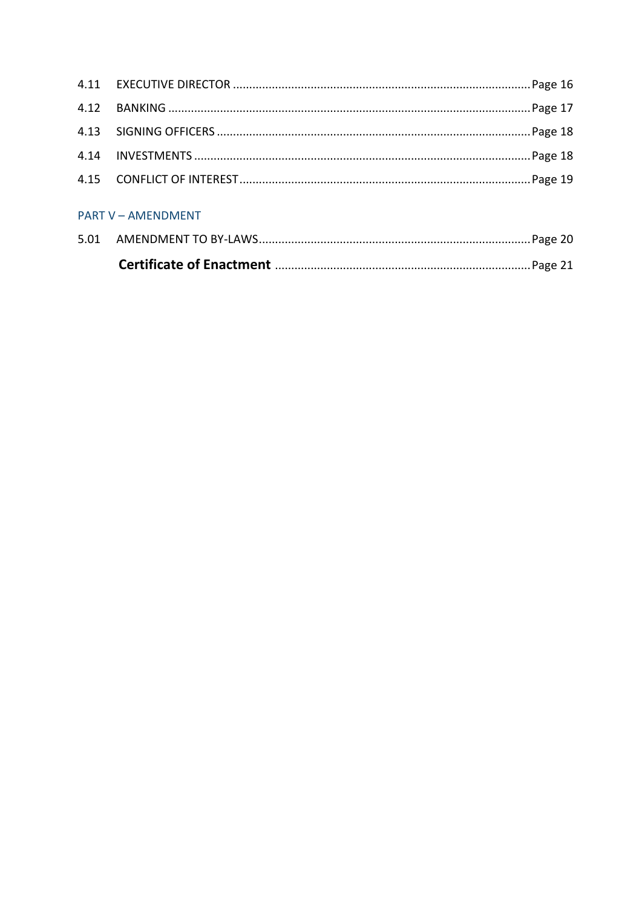4.11 EXECUTIVE DIRECTOR ........................................................................................ Page 16

4.12 BANKING ........................................................................................................... Page 17

4.13 SIGNING OFFICERS ........................................................................................... Page 18

4.14 INVESTMENTS ................................................................................................... Page 18

4.15 CONFLICT OF INTEREST ..................................................................................... Page 19

PART V – AMENDMENT

5.01 AMENDMENT TO BY-LAWS ................................................................................ Page 20

**Certificate of Enactment** ........................................................................................ Page 21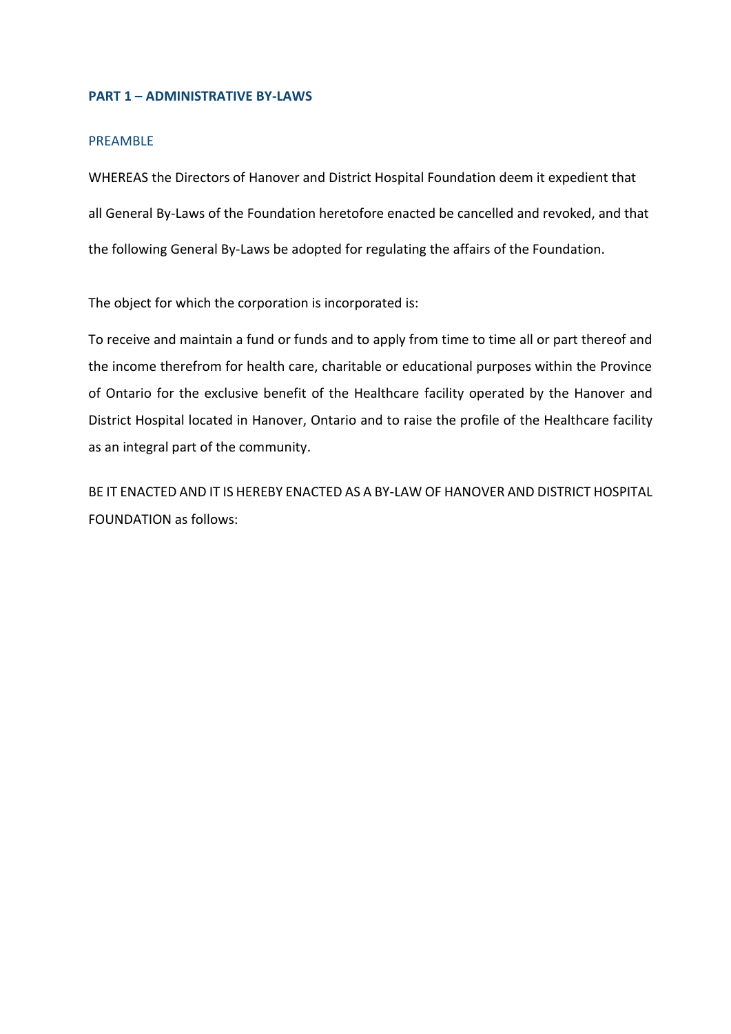## PART 1 – ADMINISTRATIVE BY-LAWS

### PREAMBLE

WHEREAS the Directors of Hanover and District Hospital Foundation deem it expedient that all General By-Laws of the Foundation heretofore enacted be cancelled and revoked, and that the following General By-Laws be adopted for regulating the affairs of the Foundation.

The object for which the corporation is incorporated is:

To receive and maintain a fund or funds and to apply from time to time all or part thereof and the income therefrom for health care, charitable or educational purposes within the Province of Ontario for the exclusive benefit of the Healthcare facility operated by the Hanover and District Hospital located in Hanover, Ontario and to raise the profile of the Healthcare facility as an integral part of the community.

BE IT ENACTED AND IT IS HEREBY ENACTED AS A BY-LAW OF HANOVER AND DISTRICT HOSPITAL FOUNDATION as follows: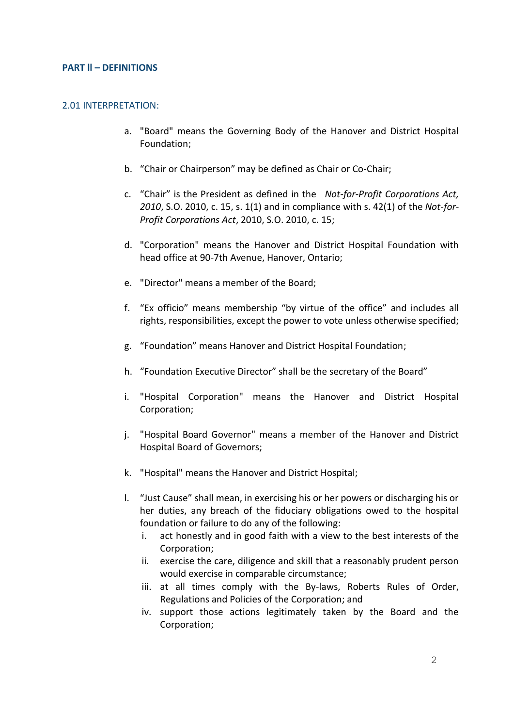## PART II – DEFINITIONS

### 2.01 INTERPRETATION:

a. "Board" means the Governing Body of the Hanover and District Hospital Foundation;

b. "Chair or Chairperson" may be defined as Chair or Co-Chair;

c. "Chair" is the President as defined in the *Not-for-Profit Corporations Act, 2010*, S.O. 2010, c. 15, s. 1(1) and in compliance with s. 42(1) of the *Not-for-Profit Corporations Act*, 2010, S.O. 2010, c. 15;

d. "Corporation" means the Hanover and District Hospital Foundation with head office at 90-7th Avenue, Hanover, Ontario;

e. "Director" means a member of the Board;

f. "Ex officio" means membership "by virtue of the office" and includes all rights, responsibilities, except the power to vote unless otherwise specified;

g. "Foundation" means Hanover and District Hospital Foundation;

h. "Foundation Executive Director" shall be the secretary of the Board"

i. "Hospital Corporation" means the Hanover and District Hospital Corporation;

j. "Hospital Board Governor" means a member of the Hanover and District Hospital Board of Governors;

k. "Hospital" means the Hanover and District Hospital;

l. "Just Cause" shall mean, in exercising his or her powers or discharging his or her duties, any breach of the fiduciary obligations owed to the hospital foundation or failure to do any of the following:
   i. act honestly and in good faith with a view to the best interests of the Corporation;
   ii. exercise the care, diligence and skill that a reasonably prudent person would exercise in comparable circumstance;
   iii. at all times comply with the By-laws, Roberts Rules of Order, Regulations and Policies of the Corporation; and
   iv. support those actions legitimately taken by the Board and the Corporation;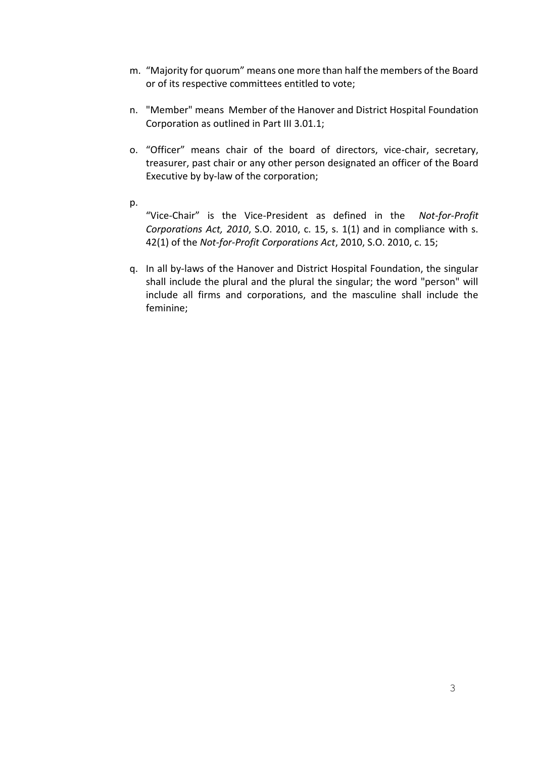m. "Majority for quorum" means one more than half the members of the Board or of its respective committees entitled to vote;

n. "Member" means Member of the Hanover and District Hospital Foundation Corporation as outlined in Part III 3.01.1;

o. "Officer" means chair of the board of directors, vice-chair, secretary, treasurer, past chair or any other person designated an officer of the Board Executive by by-law of the corporation;

p. "Vice-Chair" is the Vice-President as defined in the *Not-for-Profit Corporations Act, 2010*, S.O. 2010, c. 15, s. 1(1) and in compliance with s. 42(1) of the *Not-for-Profit Corporations Act*, 2010, S.O. 2010, c. 15;

q. In all by-laws of the Hanover and District Hospital Foundation, the singular shall include the plural and the plural the singular; the word "person" will include all firms and corporations, and the masculine shall include the feminine;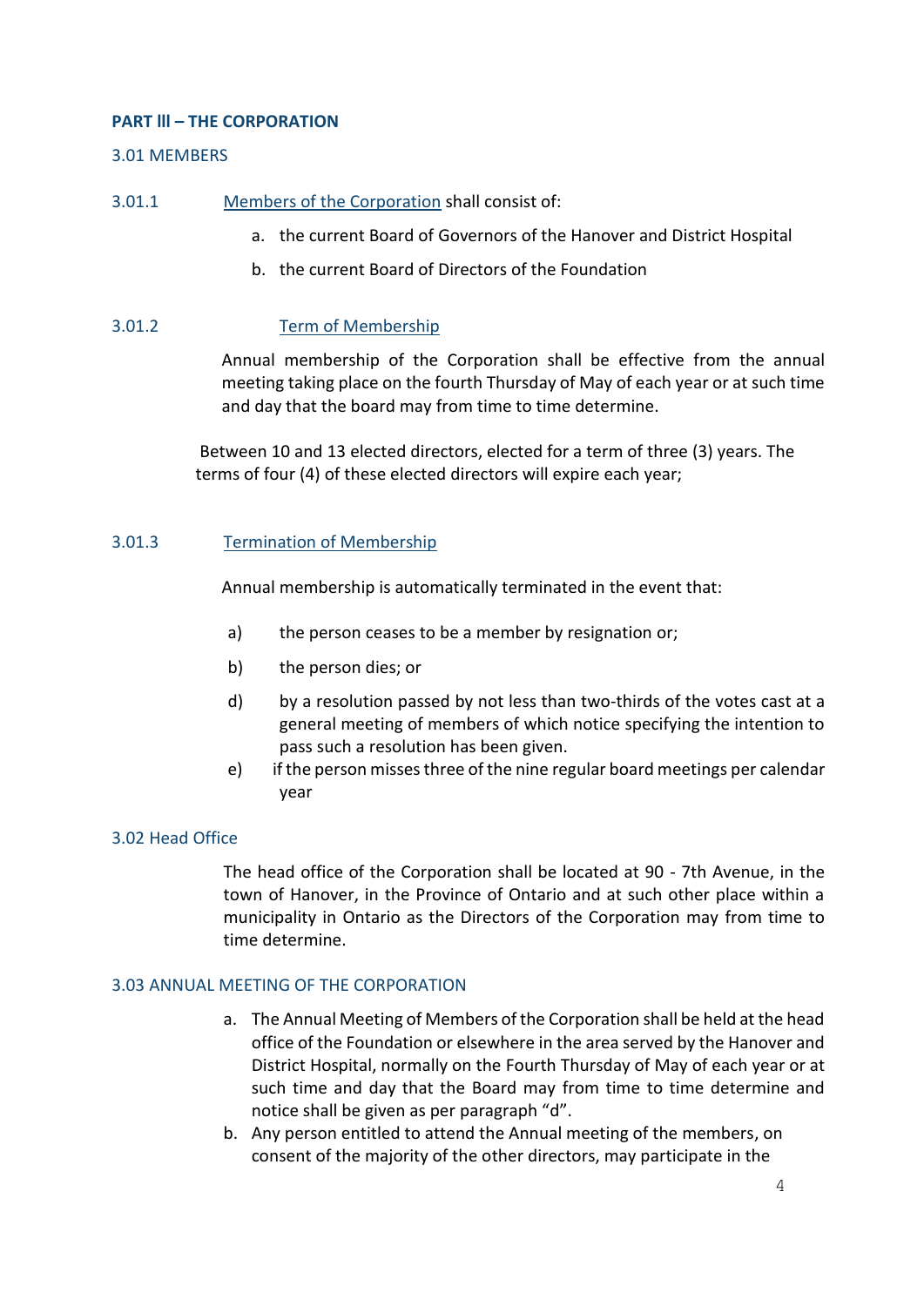**PART lll – THE CORPORATION**

3.01 MEMBERS

3.01.1 Members of the Corporation shall consist of:

a. the current Board of Governors of the Hanover and District Hospital
b. the current Board of Directors of the Foundation

3.01.2 Term of Membership

Annual membership of the Corporation shall be effective from the annual meeting taking place on the fourth Thursday of May of each year or at such time and day that the board may from time to time determine.

Between 10 and 13 elected directors, elected for a term of three (3) years. The terms of four (4) of these elected directors will expire each year;

3.01.3 Termination of Membership

Annual membership is automatically terminated in the event that:

a) the person ceases to be a member by resignation or;

b) the person dies; or

d) by a resolution passed by not less than two-thirds of the votes cast at a general meeting of members of which notice specifying the intention to pass such a resolution has been given.

e) if the person misses three of the nine regular board meetings per calendar year

3.02 Head Office

The head office of the Corporation shall be located at 90 - 7th Avenue, in the town of Hanover, in the Province of Ontario and at such other place within a municipality in Ontario as the Directors of the Corporation may from time to time determine.

3.03 ANNUAL MEETING OF THE CORPORATION

a. The Annual Meeting of Members of the Corporation shall be held at the head office of the Foundation or elsewhere in the area served by the Hanover and District Hospital, normally on the Fourth Thursday of May of each year or at such time and day that the Board may from time to time determine and notice shall be given as per paragraph “d”.
b. Any person entitled to attend the Annual meeting of the members, on consent of the majority of the other directors, may participate in the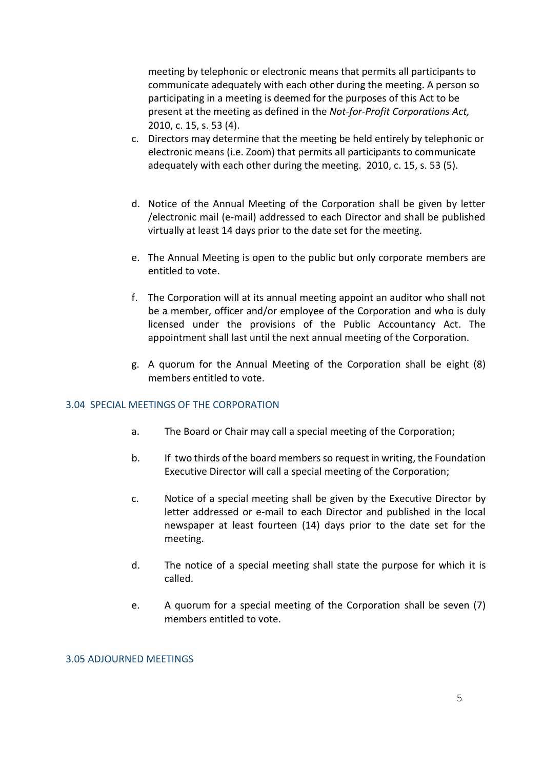meeting by telephonic or electronic means that permits all participants to communicate adequately with each other during the meeting. A person so participating in a meeting is deemed for the purposes of this Act to be present at the meeting as defined in the *Not-for-Profit Corporations Act,* 2010, c. 15, s. 53 (4).

c. Directors may determine that the meeting be held entirely by telephonic or electronic means (i.e. Zoom) that permits all participants to communicate adequately with each other during the meeting. 2010, c. 15, s. 53 (5).

d. Notice of the Annual Meeting of the Corporation shall be given by letter /electronic mail (e-mail) addressed to each Director and shall be published virtually at least 14 days prior to the date set for the meeting.

e. The Annual Meeting is open to the public but only corporate members are entitled to vote.

f. The Corporation will at its annual meeting appoint an auditor who shall not be a member, officer and/or employee of the Corporation and who is duly licensed under the provisions of the Public Accountancy Act. The appointment shall last until the next annual meeting of the Corporation.

g. A quorum for the Annual Meeting of the Corporation shall be eight (8) members entitled to vote.

### 3.04 SPECIAL MEETINGS OF THE CORPORATION

a. The Board or Chair may call a special meeting of the Corporation;

b. If two thirds of the board members so request in writing, the Foundation Executive Director will call a special meeting of the Corporation;

c. Notice of a special meeting shall be given by the Executive Director by letter addressed or e-mail to each Director and published in the local newspaper at least fourteen (14) days prior to the date set for the meeting.

d. The notice of a special meeting shall state the purpose for which it is called.

e. A quorum for a special meeting of the Corporation shall be seven (7) members entitled to vote.

### 3.05 ADJOURNED MEETINGS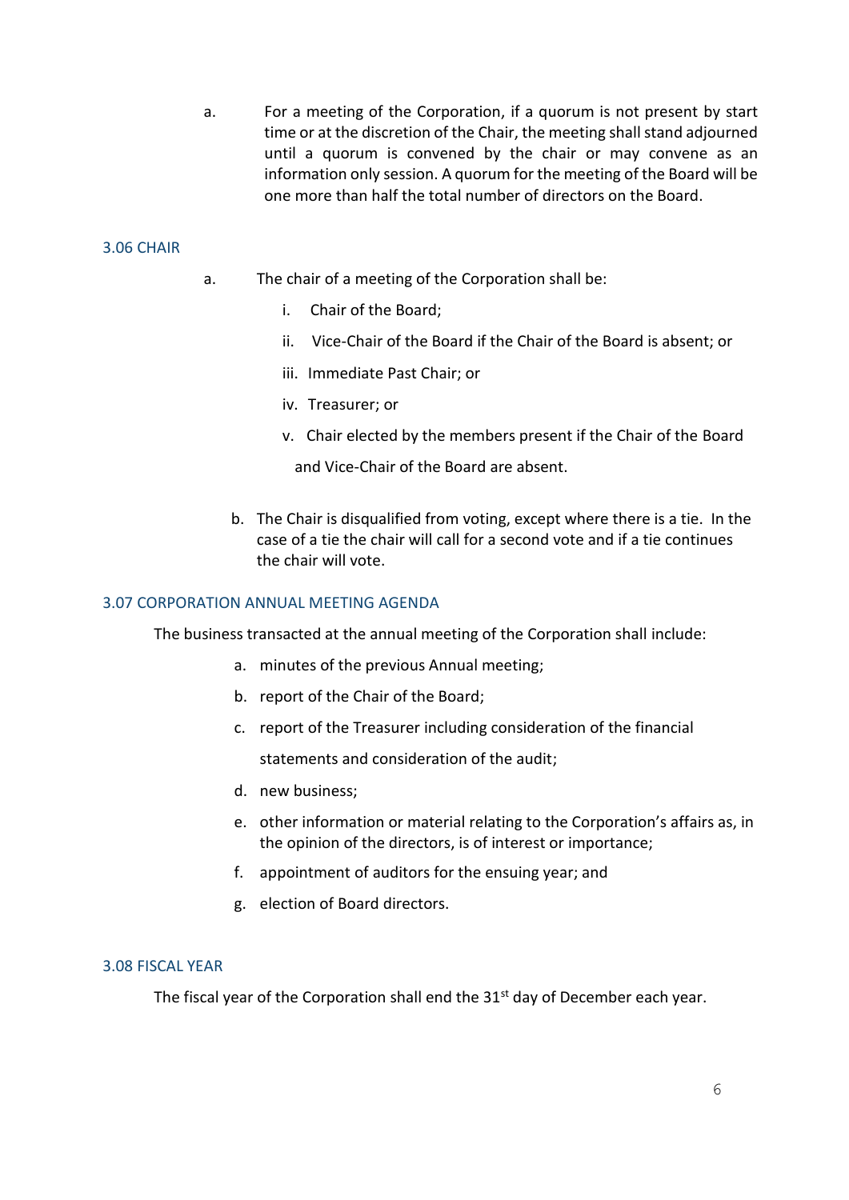a. For a meeting of the Corporation, if a quorum is not present by start time or at the discretion of the Chair, the meeting shall stand adjourned until a quorum is convened by the chair or may convene as an information only session. A quorum for the meeting of the Board will be one more than half the total number of directors on the Board.

### 3.06 CHAIR

a. The chair of a meeting of the Corporation shall be:

   i. Chair of the Board;

   ii. Vice-Chair of the Board if the Chair of the Board is absent; or

   iii. Immediate Past Chair; or

   iv. Treasurer; or

   v. Chair elected by the members present if the Chair of the Board and Vice-Chair of the Board are absent.

b. The Chair is disqualified from voting, except where there is a tie. In the case of a tie the chair will call for a second vote and if a tie continues the chair will vote.

### 3.07 CORPORATION ANNUAL MEETING AGENDA

The business transacted at the annual meeting of the Corporation shall include:

a. minutes of the previous Annual meeting;
b. report of the Chair of the Board;
c. report of the Treasurer including consideration of the financial statements and consideration of the audit;
d. new business;
e. other information or material relating to the Corporation's affairs as, in the opinion of the directors, is of interest or importance;
f. appointment of auditors for the ensuing year; and
g. election of Board directors.

### 3.08 FISCAL YEAR

The fiscal year of the Corporation shall end the 31st day of December each year.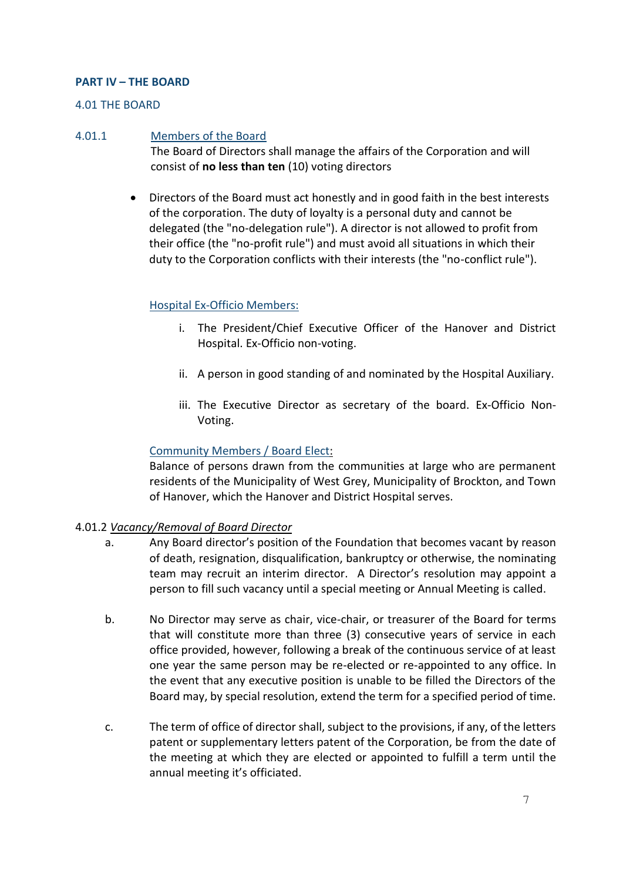## PART IV – THE BOARD

### 4.01 THE BOARD

4.01.1 Members of the Board

The Board of Directors shall manage the affairs of the Corporation and will consist of **no less than ten** (10) voting directors

- Directors of the Board must act honestly and in good faith in the best interests of the corporation. The duty of loyalty is a personal duty and cannot be delegated (the "no-delegation rule"). A director is not allowed to profit from their office (the "no-profit rule") and must avoid all situations in which their duty to the Corporation conflicts with their interests (the "no-conflict rule").

Hospital Ex-Officio Members:

i. The President/Chief Executive Officer of the Hanover and District Hospital. Ex-Officio non-voting.

ii. A person in good standing of and nominated by the Hospital Auxiliary.

iii. The Executive Director as secretary of the board. Ex-Officio Non-Voting.

Community Members / Board Elect:

Balance of persons drawn from the communities at large who are permanent residents of the Municipality of West Grey, Municipality of Brockton, and Town of Hanover, which the Hanover and District Hospital serves.

4.01.2 *Vacancy/Removal of Board Director*

a. Any Board director's position of the Foundation that becomes vacant by reason of death, resignation, disqualification, bankruptcy or otherwise, the nominating team may recruit an interim director. A Director's resolution may appoint a person to fill such vacancy until a special meeting or Annual Meeting is called.

b. No Director may serve as chair, vice-chair, or treasurer of the Board for terms that will constitute more than three (3) consecutive years of service in each office provided, however, following a break of the continuous service of at least one year the same person may be re-elected or re-appointed to any office. In the event that any executive position is unable to be filled the Directors of the Board may, by special resolution, extend the term for a specified period of time.

c. The term of office of director shall, subject to the provisions, if any, of the letters patent or supplementary letters patent of the Corporation, be from the date of the meeting at which they are elected or appointed to fulfill a term until the annual meeting it's officiated.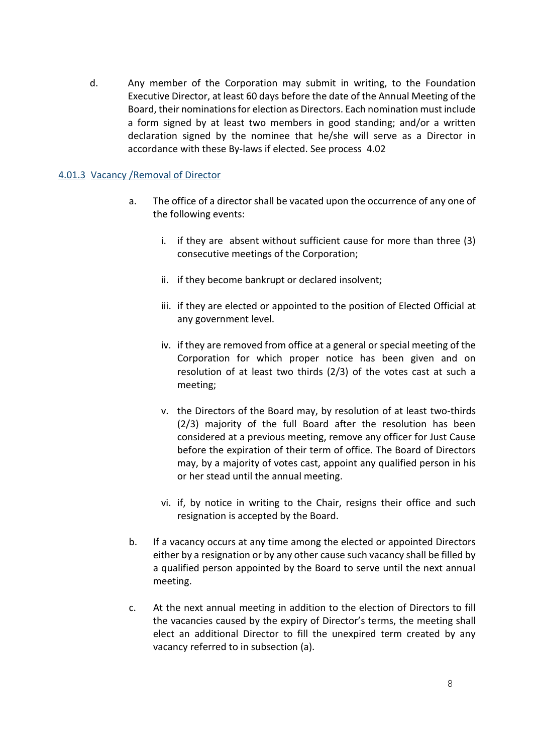d. Any member of the Corporation may submit in writing, to the Foundation Executive Director, at least 60 days before the date of the Annual Meeting of the Board, their nominations for election as Directors. Each nomination must include a form signed by at least two members in good standing; and/or a written declaration signed by the nominee that he/she will serve as a Director in accordance with these By-laws if elected. See process 4.02

### 4.01.3 Vacancy /Removal of Director

a. The office of a director shall be vacated upon the occurrence of any one of the following events:

   i. if they are absent without sufficient cause for more than three (3) consecutive meetings of the Corporation;

   ii. if they become bankrupt or declared insolvent;

   iii. if they are elected or appointed to the position of Elected Official at any government level.

   iv. if they are removed from office at a general or special meeting of the Corporation for which proper notice has been given and on resolution of at least two thirds (2/3) of the votes cast at such a meeting;

   v. the Directors of the Board may, by resolution of at least two-thirds (2/3) majority of the full Board after the resolution has been considered at a previous meeting, remove any officer for Just Cause before the expiration of their term of office. The Board of Directors may, by a majority of votes cast, appoint any qualified person in his or her stead until the annual meeting.

   vi. if, by notice in writing to the Chair, resigns their office and such resignation is accepted by the Board.

b. If a vacancy occurs at any time among the elected or appointed Directors either by a resignation or by any other cause such vacancy shall be filled by a qualified person appointed by the Board to serve until the next annual meeting.

c. At the next annual meeting in addition to the election of Directors to fill the vacancies caused by the expiry of Director's terms, the meeting shall elect an additional Director to fill the unexpired term created by any vacancy referred to in subsection (a).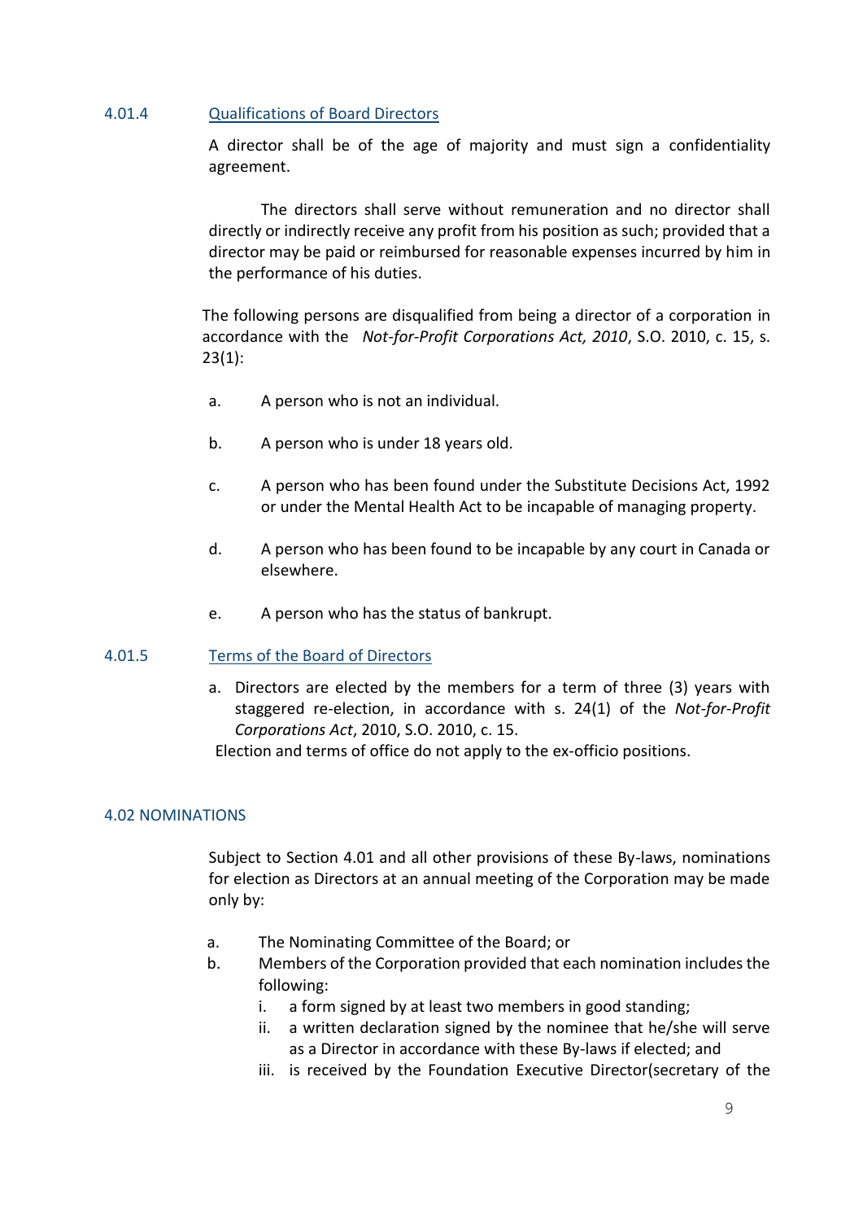#### 4.01.4 Qualifications of Board Directors

A director shall be of the age of majority and must sign a confidentiality agreement.

The directors shall serve without remuneration and no director shall directly or indirectly receive any profit from his position as such; provided that a director may be paid or reimbursed for reasonable expenses incurred by him in the performance of his duties.

The following persons are disqualified from being a director of a corporation in accordance with the *Not-for-Profit Corporations Act, 2010*, S.O. 2010, c. 15, s. 23(1):

a. A person who is not an individual.

b. A person who is under 18 years old.

c. A person who has been found under the Substitute Decisions Act, 1992 or under the Mental Health Act to be incapable of managing property.

d. A person who has been found to be incapable by any court in Canada or elsewhere.

e. A person who has the status of bankrupt.

#### 4.01.5 Terms of the Board of Directors

a. Directors are elected by the members for a term of three (3) years with staggered re-election, in accordance with s. 24(1) of the *Not-for-Profit Corporations Act*, 2010, S.O. 2010, c. 15.

Election and terms of office do not apply to the ex-officio positions.

### 4.02 NOMINATIONS

Subject to Section 4.01 and all other provisions of these By-laws, nominations for election as Directors at an annual meeting of the Corporation may be made only by:

a. The Nominating Committee of the Board; or
b. Members of the Corporation provided that each nomination includes the following:
   i. a form signed by at least two members in good standing;
   ii. a written declaration signed by the nominee that he/she will serve as a Director in accordance with these By-laws if elected; and
   iii. is received by the Foundation Executive Director(secretary of the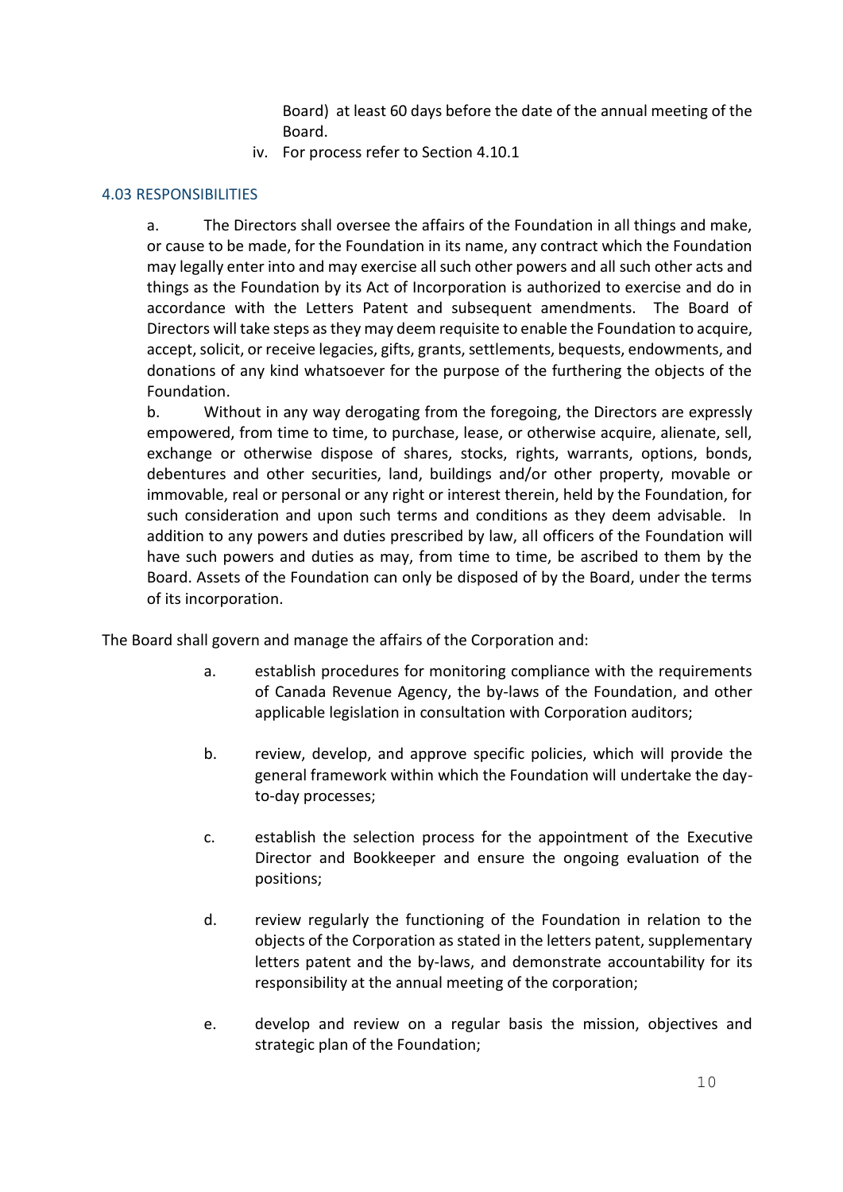Board) at least 60 days before the date of the annual meeting of the Board.

iv. For process refer to Section 4.10.1

### 4.03 RESPONSIBILITIES

a. The Directors shall oversee the affairs of the Foundation in all things and make, or cause to be made, for the Foundation in its name, any contract which the Foundation may legally enter into and may exercise all such other powers and all such other acts and things as the Foundation by its Act of Incorporation is authorized to exercise and do in accordance with the Letters Patent and subsequent amendments. The Board of Directors will take steps as they may deem requisite to enable the Foundation to acquire, accept, solicit, or receive legacies, gifts, grants, settlements, bequests, endowments, and donations of any kind whatsoever for the purpose of the furthering the objects of the Foundation.

b. Without in any way derogating from the foregoing, the Directors are expressly empowered, from time to time, to purchase, lease, or otherwise acquire, alienate, sell, exchange or otherwise dispose of shares, stocks, rights, warrants, options, bonds, debentures and other securities, land, buildings and/or other property, movable or immovable, real or personal or any right or interest therein, held by the Foundation, for such consideration and upon such terms and conditions as they deem advisable. In addition to any powers and duties prescribed by law, all officers of the Foundation will have such powers and duties as may, from time to time, be ascribed to them by the Board. Assets of the Foundation can only be disposed of by the Board, under the terms of its incorporation.

The Board shall govern and manage the affairs of the Corporation and:

a. establish procedures for monitoring compliance with the requirements of Canada Revenue Agency, the by-laws of the Foundation, and other applicable legislation in consultation with Corporation auditors;

b. review, develop, and approve specific policies, which will provide the general framework within which the Foundation will undertake the day-to-day processes;

c. establish the selection process for the appointment of the Executive Director and Bookkeeper and ensure the ongoing evaluation of the positions;

d. review regularly the functioning of the Foundation in relation to the objects of the Corporation as stated in the letters patent, supplementary letters patent and the by-laws, and demonstrate accountability for its responsibility at the annual meeting of the corporation;

e. develop and review on a regular basis the mission, objectives and strategic plan of the Foundation;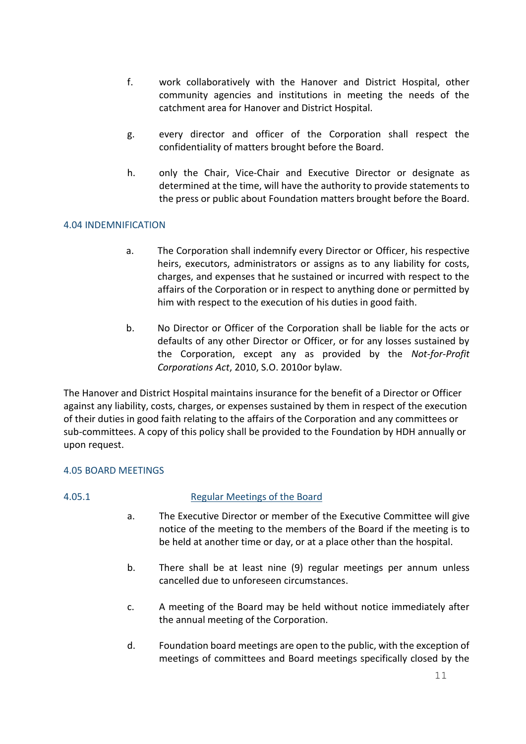f. work collaboratively with the Hanover and District Hospital, other community agencies and institutions in meeting the needs of the catchment area for Hanover and District Hospital.

g. every director and officer of the Corporation shall respect the confidentiality of matters brought before the Board.

h. only the Chair, Vice-Chair and Executive Director or designate as determined at the time, will have the authority to provide statements to the press or public about Foundation matters brought before the Board.

## 4.04 INDEMNIFICATION

a. The Corporation shall indemnify every Director or Officer, his respective heirs, executors, administrators or assigns as to any liability for costs, charges, and expenses that he sustained or incurred with respect to the affairs of the Corporation or in respect to anything done or permitted by him with respect to the execution of his duties in good faith.

b. No Director or Officer of the Corporation shall be liable for the acts or defaults of any other Director or Officer, or for any losses sustained by the Corporation, except any as provided by the *Not-for-Profit Corporations Act*, 2010, S.O. 2010or bylaw.

The Hanover and District Hospital maintains insurance for the benefit of a Director or Officer against any liability, costs, charges, or expenses sustained by them in respect of the execution of their duties in good faith relating to the affairs of the Corporation and any committees or sub-committees. A copy of this policy shall be provided to the Foundation by HDH annually or upon request.

## 4.05 BOARD MEETINGS

### 4.05.1 Regular Meetings of the Board

a. The Executive Director or member of the Executive Committee will give notice of the meeting to the members of the Board if the meeting is to be held at another time or day, or at a place other than the hospital.

b. There shall be at least nine (9) regular meetings per annum unless cancelled due to unforeseen circumstances.

c. A meeting of the Board may be held without notice immediately after the annual meeting of the Corporation.

d. Foundation board meetings are open to the public, with the exception of meetings of committees and Board meetings specifically closed by the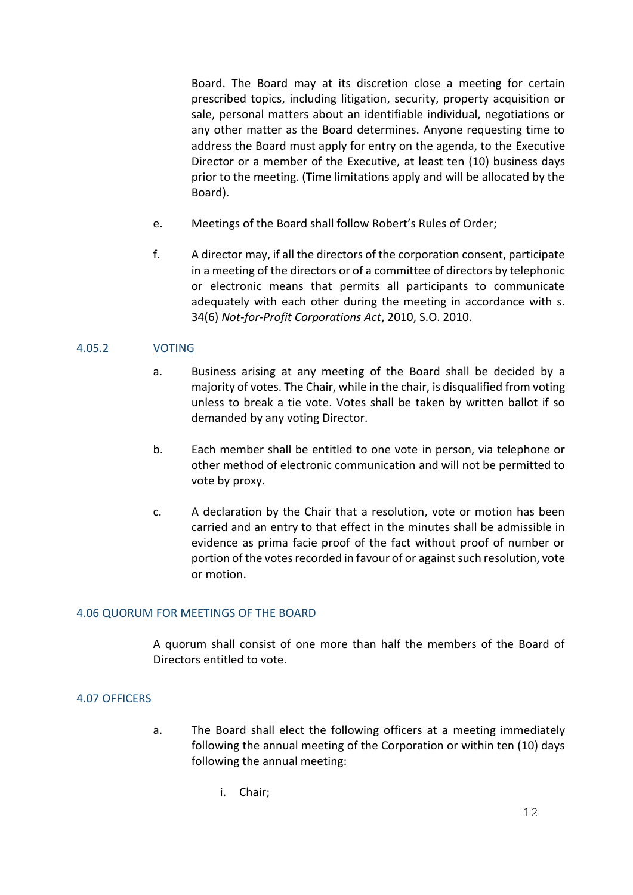Board. The Board may at its discretion close a meeting for certain prescribed topics, including litigation, security, property acquisition or sale, personal matters about an identifiable individual, negotiations or any other matter as the Board determines. Anyone requesting time to address the Board must apply for entry on the agenda, to the Executive Director or a member of the Executive, at least ten (10) business days prior to the meeting. (Time limitations apply and will be allocated by the Board).

e. Meetings of the Board shall follow Robert's Rules of Order;

f. A director may, if all the directors of the corporation consent, participate in a meeting of the directors or of a committee of directors by telephonic or electronic means that permits all participants to communicate adequately with each other during the meeting in accordance with s. 34(6) *Not-for-Profit Corporations Act*, 2010, S.O. 2010.

### 4.05.2 VOTING

a. Business arising at any meeting of the Board shall be decided by a majority of votes. The Chair, while in the chair, is disqualified from voting unless to break a tie vote. Votes shall be taken by written ballot if so demanded by any voting Director.

b. Each member shall be entitled to one vote in person, via telephone or other method of electronic communication and will not be permitted to vote by proxy.

c. A declaration by the Chair that a resolution, vote or motion has been carried and an entry to that effect in the minutes shall be admissible in evidence as prima facie proof of the fact without proof of number or portion of the votes recorded in favour of or against such resolution, vote or motion.

## 4.06 QUORUM FOR MEETINGS OF THE BOARD

A quorum shall consist of one more than half the members of the Board of Directors entitled to vote.

## 4.07 OFFICERS

a. The Board shall elect the following officers at a meeting immediately following the annual meeting of the Corporation or within ten (10) days following the annual meeting:

   i. Chair;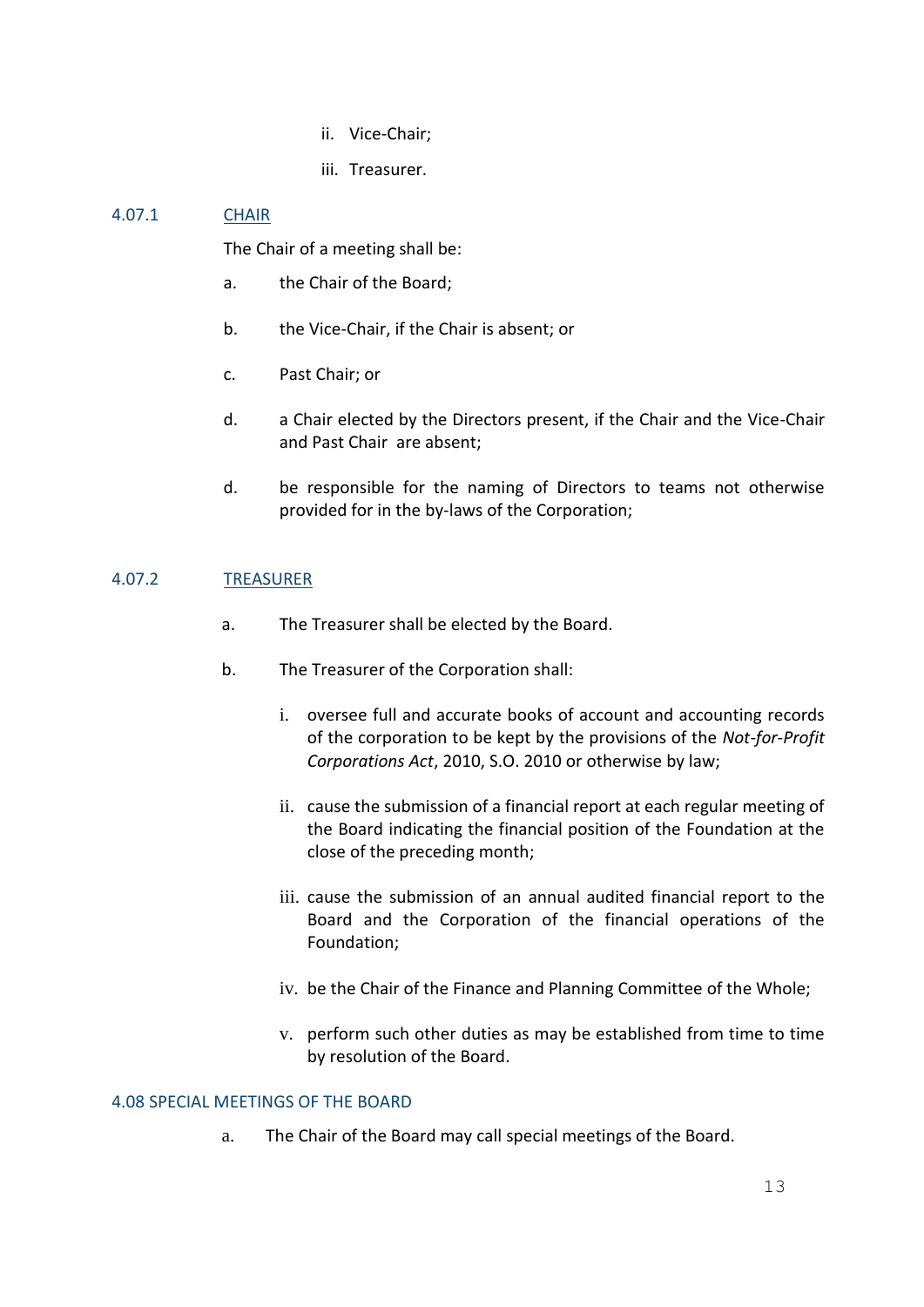ii. Vice-Chair;

iii. Treasurer.

### 4.07.1 CHAIR

The Chair of a meeting shall be:

a. the Chair of the Board;

b. the Vice-Chair, if the Chair is absent; or

c. Past Chair; or

d. a Chair elected by the Directors present, if the Chair and the Vice-Chair and Past Chair are absent;

d. be responsible for the naming of Directors to teams not otherwise provided for in the by-laws of the Corporation;

### 4.07.2 TREASURER

a. The Treasurer shall be elected by the Board.

b. The Treasurer of the Corporation shall:

i. oversee full and accurate books of account and accounting records of the corporation to be kept by the provisions of the *Not-for-Profit Corporations Act*, 2010, S.O. 2010 or otherwise by law;

ii. cause the submission of a financial report at each regular meeting of the Board indicating the financial position of the Foundation at the close of the preceding month;

iii. cause the submission of an annual audited financial report to the Board and the Corporation of the financial operations of the Foundation;

iv. be the Chair of the Finance and Planning Committee of the Whole;

v. perform such other duties as may be established from time to time by resolution of the Board.

### 4.08 SPECIAL MEETINGS OF THE BOARD

a. The Chair of the Board may call special meetings of the Board.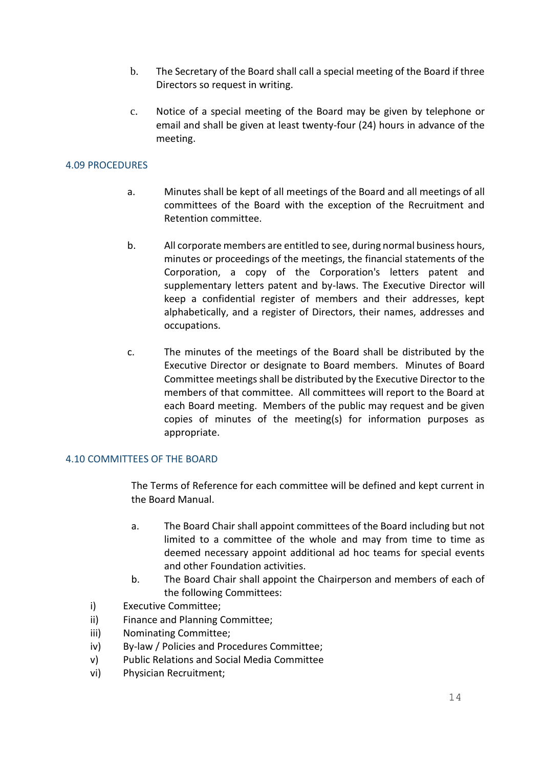b. The Secretary of the Board shall call a special meeting of the Board if three Directors so request in writing.

c. Notice of a special meeting of the Board may be given by telephone or email and shall be given at least twenty-four (24) hours in advance of the meeting.

### 4.09 PROCEDURES

a. Minutes shall be kept of all meetings of the Board and all meetings of all committees of the Board with the exception of the Recruitment and Retention committee.

b. All corporate members are entitled to see, during normal business hours, minutes or proceedings of the meetings, the financial statements of the Corporation, a copy of the Corporation's letters patent and supplementary letters patent and by-laws. The Executive Director will keep a confidential register of members and their addresses, kept alphabetically, and a register of Directors, their names, addresses and occupations.

c. The minutes of the meetings of the Board shall be distributed by the Executive Director or designate to Board members. Minutes of Board Committee meetings shall be distributed by the Executive Director to the members of that committee. All committees will report to the Board at each Board meeting. Members of the public may request and be given copies of minutes of the meeting(s) for information purposes as appropriate.

### 4.10 COMMITTEES OF THE BOARD

The Terms of Reference for each committee will be defined and kept current in the Board Manual.

a. The Board Chair shall appoint committees of the Board including but not limited to a committee of the whole and may from time to time as deemed necessary appoint additional ad hoc teams for special events and other Foundation activities.

b. The Board Chair shall appoint the Chairperson and members of each of the following Committees:

i) Executive Committee;
ii) Finance and Planning Committee;
iii) Nominating Committee;
iv) By-law / Policies and Procedures Committee;
v) Public Relations and Social Media Committee
vi) Physician Recruitment;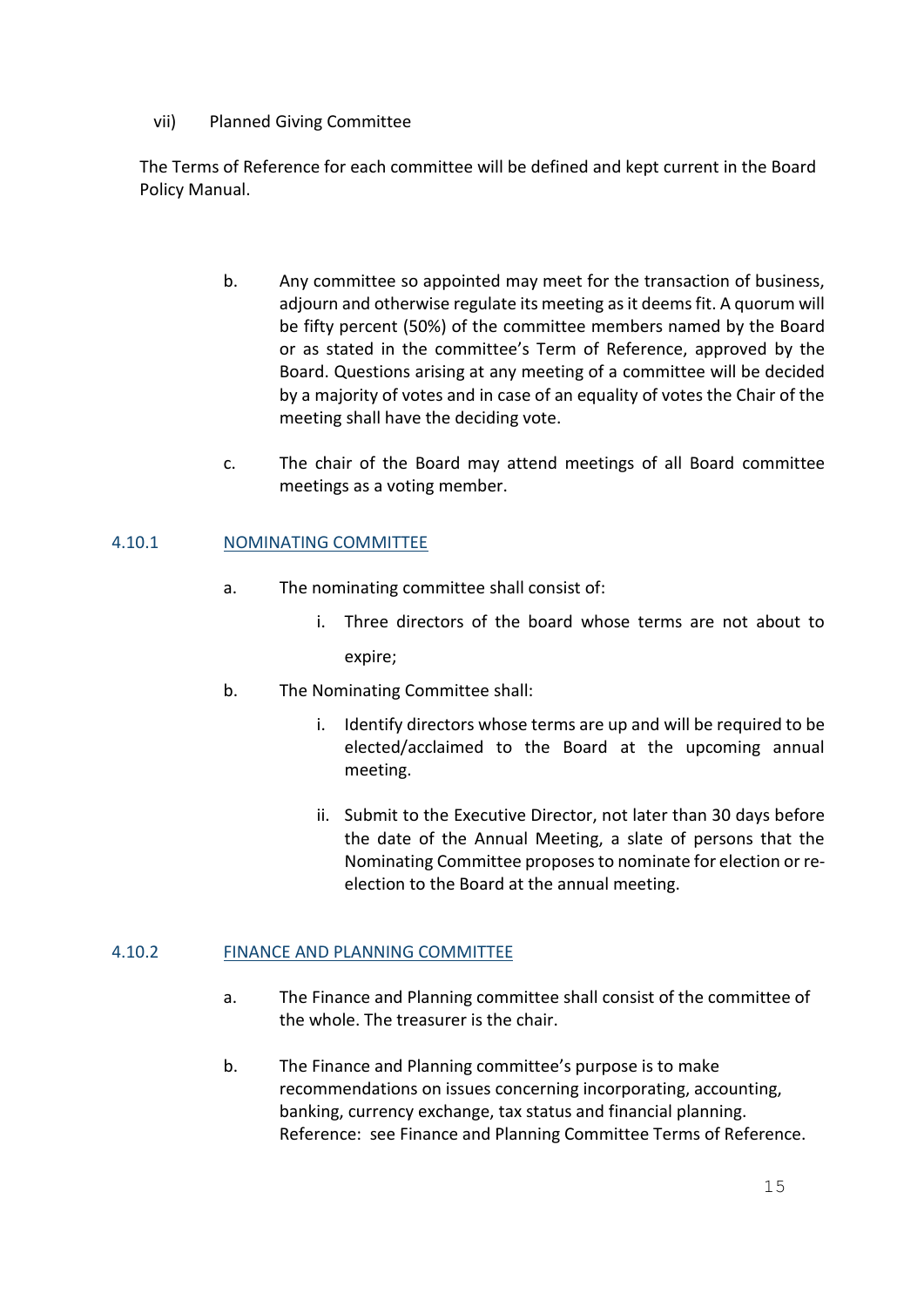vii) Planned Giving Committee

The Terms of Reference for each committee will be defined and kept current in the Board Policy Manual.

b. Any committee so appointed may meet for the transaction of business, adjourn and otherwise regulate its meeting as it deems fit. A quorum will be fifty percent (50%) of the committee members named by the Board or as stated in the committee's Term of Reference, approved by the Board. Questions arising at any meeting of a committee will be decided by a majority of votes and in case of an equality of votes the Chair of the meeting shall have the deciding vote.

c. The chair of the Board may attend meetings of all Board committee meetings as a voting member.

### 4.10.1 NOMINATING COMMITTEE

a. The nominating committee shall consist of:

   i. Three directors of the board whose terms are not about to expire;

b. The Nominating Committee shall:

   i. Identify directors whose terms are up and will be required to be elected/acclaimed to the Board at the upcoming annual meeting.

   ii. Submit to the Executive Director, not later than 30 days before the date of the Annual Meeting, a slate of persons that the Nominating Committee proposes to nominate for election or re-election to the Board at the annual meeting.

### 4.10.2 FINANCE AND PLANNING COMMITTEE

a. The Finance and Planning committee shall consist of the committee of the whole. The treasurer is the chair.

b. The Finance and Planning committee's purpose is to make recommendations on issues concerning incorporating, accounting, banking, currency exchange, tax status and financial planning. Reference: see Finance and Planning Committee Terms of Reference.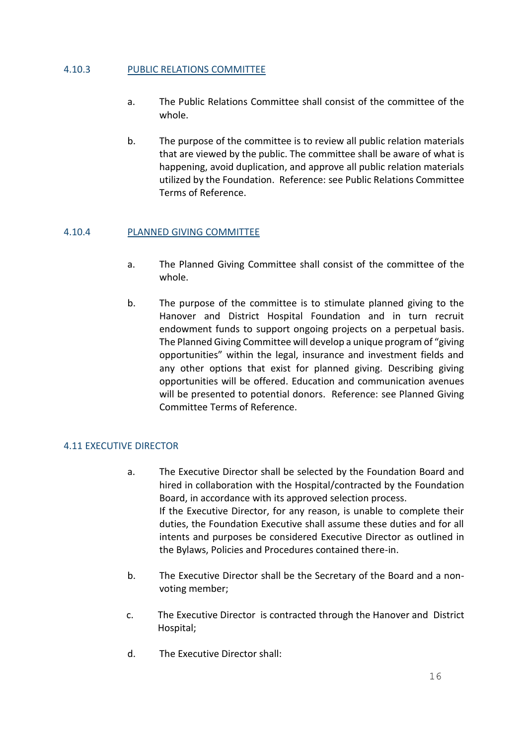### 4.10.3 PUBLIC RELATIONS COMMITTEE

a. The Public Relations Committee shall consist of the committee of the whole.

b. The purpose of the committee is to review all public relation materials that are viewed by the public. The committee shall be aware of what is happening, avoid duplication, and approve all public relation materials utilized by the Foundation. Reference: see Public Relations Committee Terms of Reference.

### 4.10.4 PLANNED GIVING COMMITTEE

a. The Planned Giving Committee shall consist of the committee of the whole.

b. The purpose of the committee is to stimulate planned giving to the Hanover and District Hospital Foundation and in turn recruit endowment funds to support ongoing projects on a perpetual basis. The Planned Giving Committee will develop a unique program of "giving opportunities" within the legal, insurance and investment fields and any other options that exist for planned giving. Describing giving opportunities will be offered. Education and communication avenues will be presented to potential donors. Reference: see Planned Giving Committee Terms of Reference.

## 4.11 EXECUTIVE DIRECTOR

a. The Executive Director shall be selected by the Foundation Board and hired in collaboration with the Hospital/contracted by the Foundation Board, in accordance with its approved selection process.
If the Executive Director, for any reason, is unable to complete their duties, the Foundation Executive shall assume these duties and for all intents and purposes be considered Executive Director as outlined in the Bylaws, Policies and Procedures contained there-in.

b. The Executive Director shall be the Secretary of the Board and a non-voting member;

c. The Executive Director is contracted through the Hanover and District Hospital;

d. The Executive Director shall: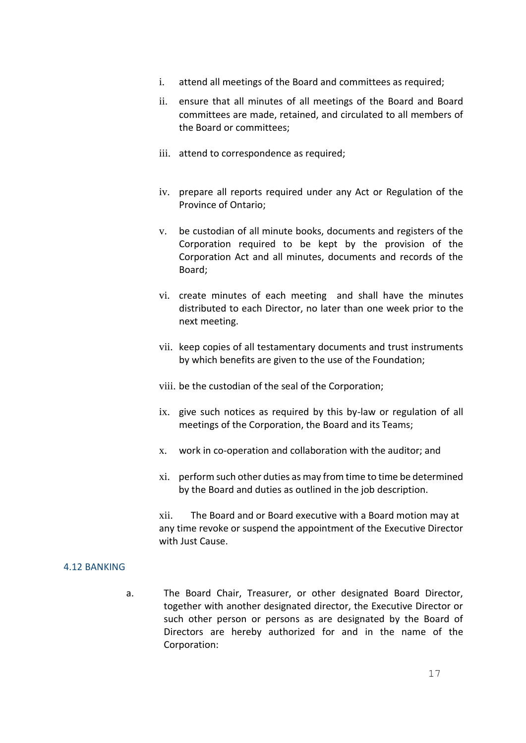i. attend all meetings of the Board and committees as required;

ii. ensure that all minutes of all meetings of the Board and Board committees are made, retained, and circulated to all members of the Board or committees;

iii. attend to correspondence as required;

iv. prepare all reports required under any Act or Regulation of the Province of Ontario;

v. be custodian of all minute books, documents and registers of the Corporation required to be kept by the provision of the Corporation Act and all minutes, documents and records of the Board;

vi. create minutes of each meeting and shall have the minutes distributed to each Director, no later than one week prior to the next meeting.

vii. keep copies of all testamentary documents and trust instruments by which benefits are given to the use of the Foundation;

viii. be the custodian of the seal of the Corporation;

ix. give such notices as required by this by-law or regulation of all meetings of the Corporation, the Board and its Teams;

x. work in co-operation and collaboration with the auditor; and

xi. perform such other duties as may from time to time be determined by the Board and duties as outlined in the job description.

xii. The Board and or Board executive with a Board motion may at any time revoke or suspend the appointment of the Executive Director with Just Cause.

### 4.12 BANKING

a. The Board Chair, Treasurer, or other designated Board Director, together with another designated director, the Executive Director or such other person or persons as are designated by the Board of Directors are hereby authorized for and in the name of the Corporation: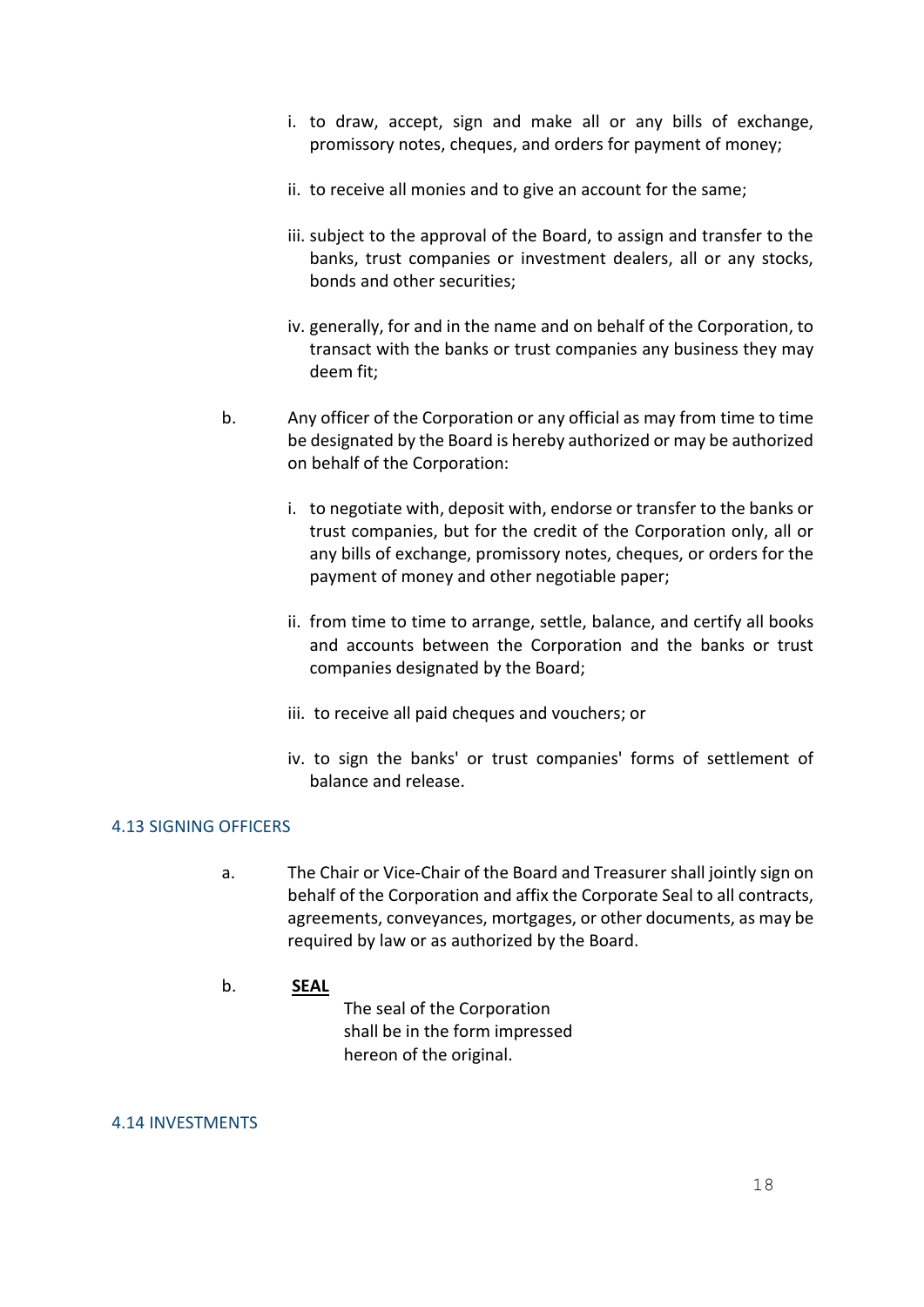i. to draw, accept, sign and make all or any bills of exchange, promissory notes, cheques, and orders for payment of money;

ii. to receive all monies and to give an account for the same;

iii. subject to the approval of the Board, to assign and transfer to the banks, trust companies or investment dealers, all or any stocks, bonds and other securities;

iv. generally, for and in the name and on behalf of the Corporation, to transact with the banks or trust companies any business they may deem fit;

b. Any officer of the Corporation or any official as may from time to time be designated by the Board is hereby authorized or may be authorized on behalf of the Corporation:

i. to negotiate with, deposit with, endorse or transfer to the banks or trust companies, but for the credit of the Corporation only, all or any bills of exchange, promissory notes, cheques, or orders for the payment of money and other negotiable paper;

ii. from time to time to arrange, settle, balance, and certify all books and accounts between the Corporation and the banks or trust companies designated by the Board;

iii. to receive all paid cheques and vouchers; or

iv. to sign the banks' or trust companies' forms of settlement of balance and release.

## 4.13 SIGNING OFFICERS

a. The Chair or Vice-Chair of the Board and Treasurer shall jointly sign on behalf of the Corporation and affix the Corporate Seal to all contracts, agreements, conveyances, mortgages, or other documents, as may be required by law or as authorized by the Board.

b. **SEAL**

The seal of the Corporation shall be in the form impressed hereon of the original.

## 4.14 INVESTMENTS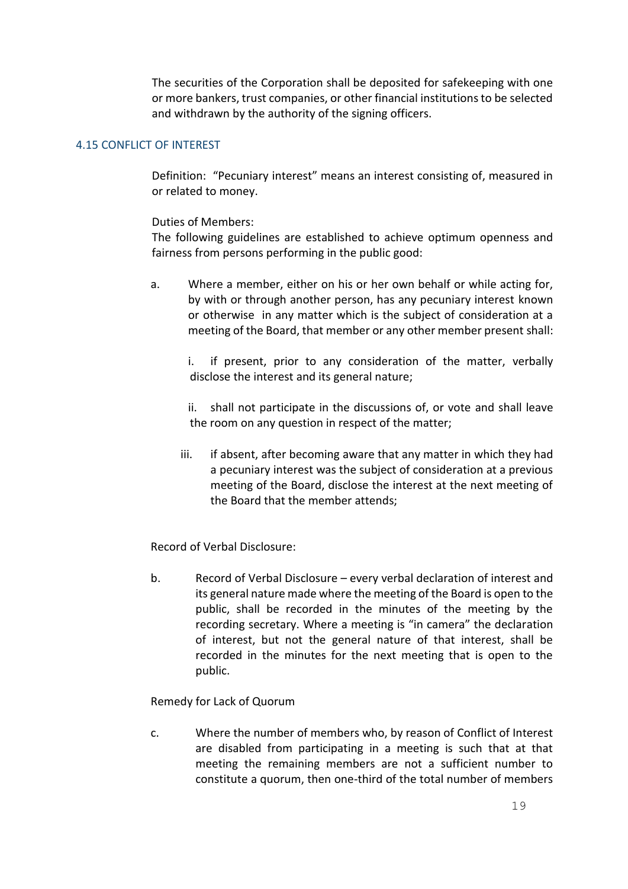The securities of the Corporation shall be deposited for safekeeping with one or more bankers, trust companies, or other financial institutions to be selected and withdrawn by the authority of the signing officers.

## 4.15 CONFLICT OF INTEREST

Definition: "Pecuniary interest" means an interest consisting of, measured in or related to money.

Duties of Members:

The following guidelines are established to achieve optimum openness and fairness from persons performing in the public good:

a. Where a member, either on his or her own behalf or while acting for, by with or through another person, has any pecuniary interest known or otherwise in any matter which is the subject of consideration at a meeting of the Board, that member or any other member present shall:

   i. if present, prior to any consideration of the matter, verbally disclose the interest and its general nature;

   ii. shall not participate in the discussions of, or vote and shall leave the room on any question in respect of the matter;

   iii. if absent, after becoming aware that any matter in which they had a pecuniary interest was the subject of consideration at a previous meeting of the Board, disclose the interest at the next meeting of the Board that the member attends;

Record of Verbal Disclosure:

b. Record of Verbal Disclosure – every verbal declaration of interest and its general nature made where the meeting of the Board is open to the public, shall be recorded in the minutes of the meeting by the recording secretary. Where a meeting is "in camera" the declaration of interest, but not the general nature of that interest, shall be recorded in the minutes for the next meeting that is open to the public.

Remedy for Lack of Quorum

c. Where the number of members who, by reason of Conflict of Interest are disabled from participating in a meeting is such that at that meeting the remaining members are not a sufficient number to constitute a quorum, then one-third of the total number of members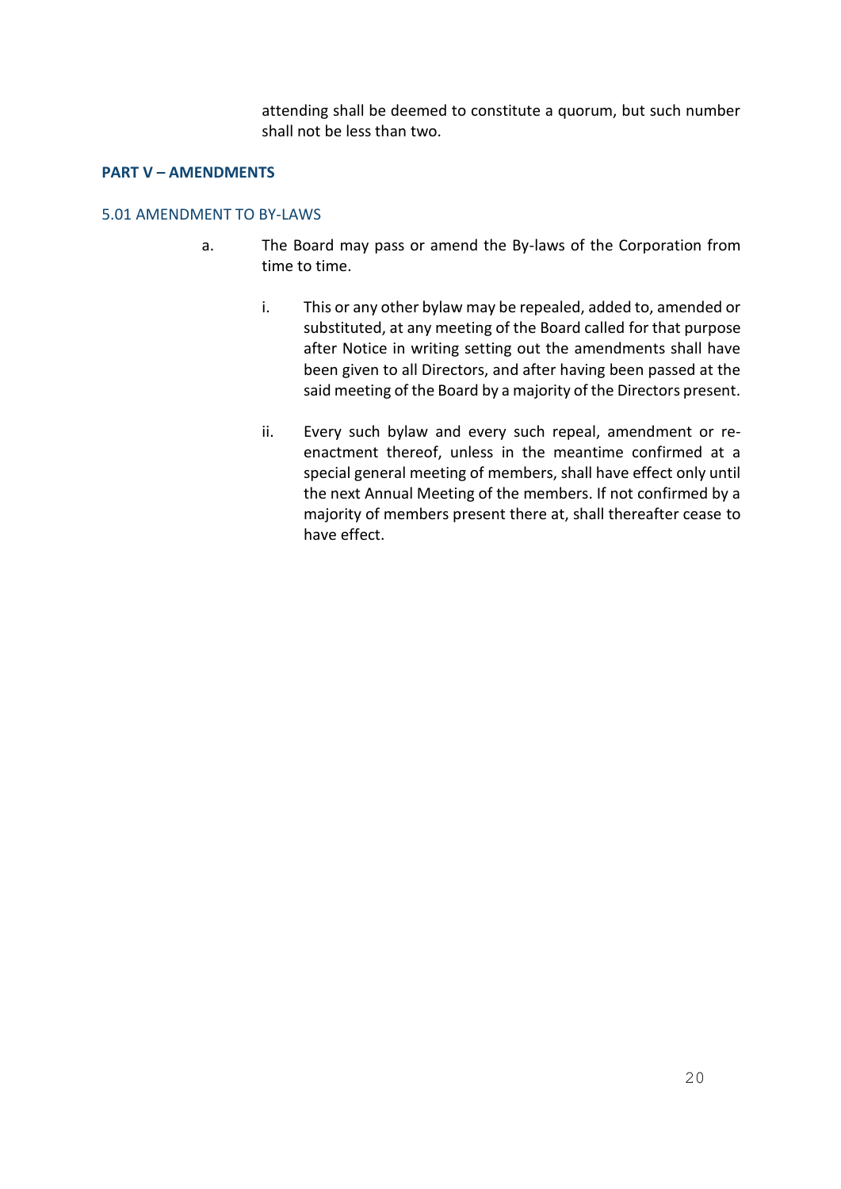attending shall be deemed to constitute a quorum, but such number shall not be less than two.

## PART V – AMENDMENTS

### 5.01 AMENDMENT TO BY-LAWS

a. The Board may pass or amend the By-laws of the Corporation from time to time.

   i. This or any other bylaw may be repealed, added to, amended or substituted, at any meeting of the Board called for that purpose after Notice in writing setting out the amendments shall have been given to all Directors, and after having been passed at the said meeting of the Board by a majority of the Directors present.

   ii. Every such bylaw and every such repeal, amendment or re-enactment thereof, unless in the meantime confirmed at a special general meeting of members, shall have effect only until the next Annual Meeting of the members. If not confirmed by a majority of members present there at, shall thereafter cease to have effect.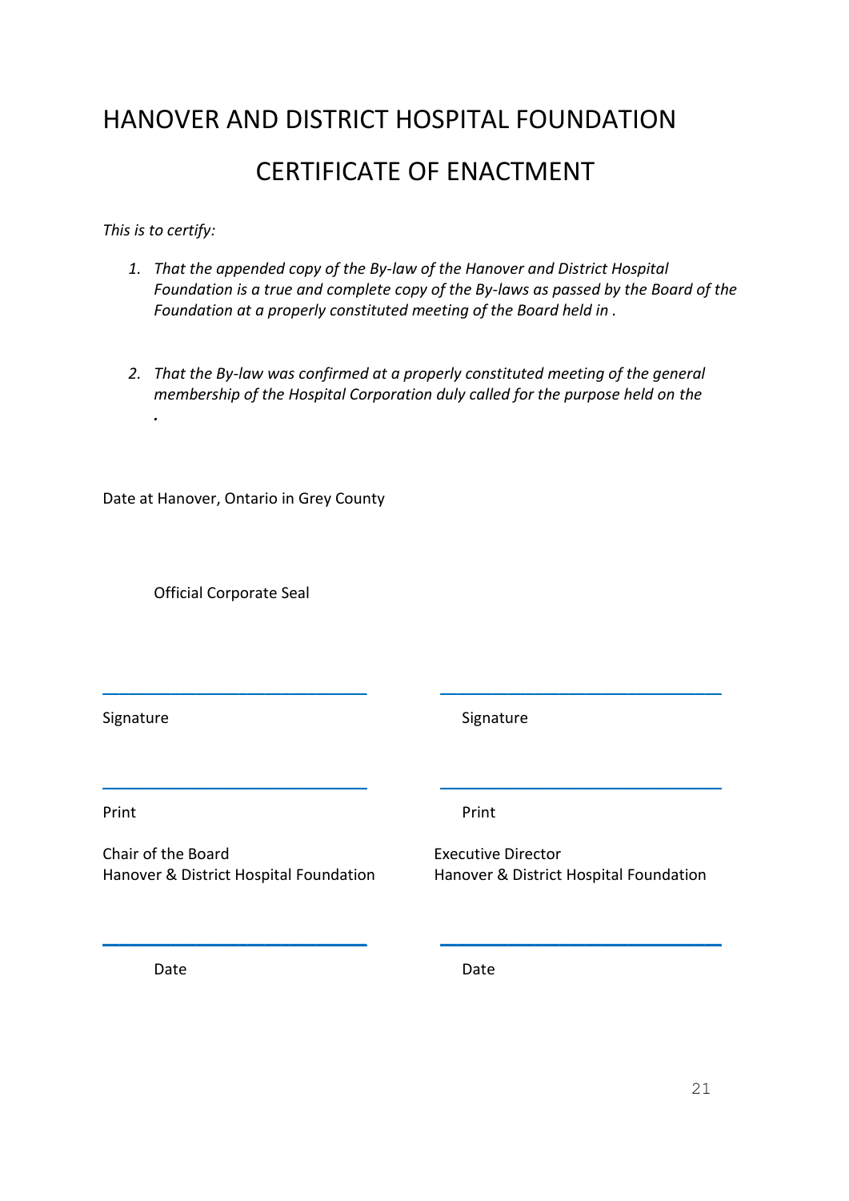# HANOVER AND DISTRICT HOSPITAL FOUNDATION

## CERTIFICATE OF ENACTMENT

*This is to certify:*

1. *That the appended copy of the By-law of the Hanover and District Hospital Foundation is a true and complete copy of the By-laws as passed by the Board of the Foundation at a properly constituted meeting of the Board held in .*

2. *That the By-law was confirmed at a properly constituted meeting of the general membership of the Hospital Corporation duly called for the purpose held on the .*

Date at Hanover, Ontario in Grey County

Official Corporate Seal

| | |
|---|---|
| ______________________________ | ______________________________ |
| Signature | Signature |
| ______________________________ | ______________________________ |
| Print | Print |
| Chair of the Board<br>Hanover & District Hospital Foundation | Executive Director<br>Hanover & District Hospital Foundation |
| ______________________________ | ______________________________ |
| Date | Date |